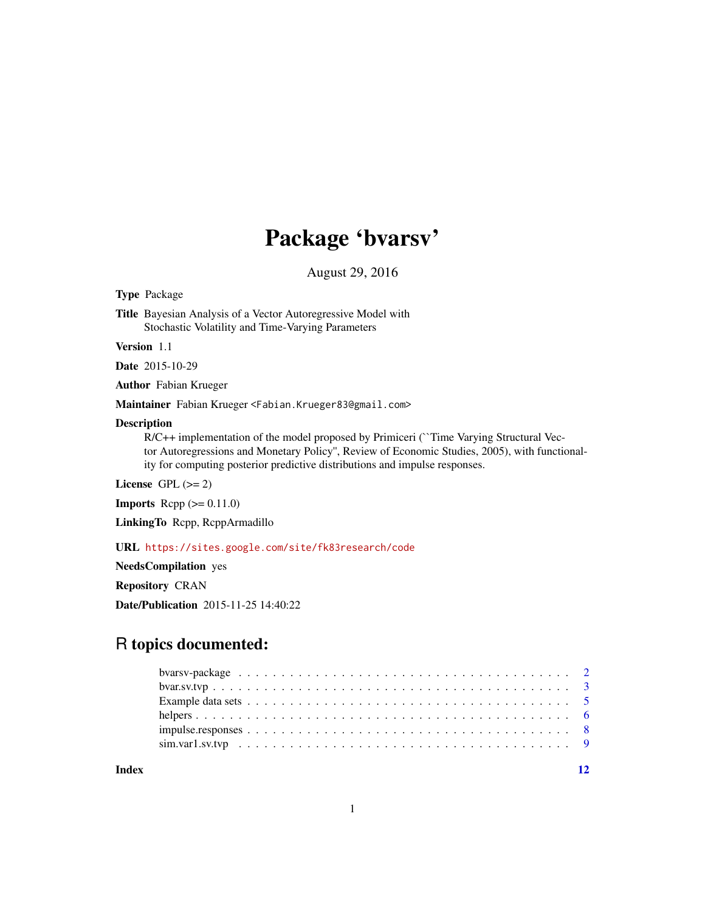# Package 'bvarsv'

August 29, 2016

**Type** Package

**Title** Bayesian Analysis of a Vector Autoregressive Model with Stochastic Volatility and Time-Varying Parameters

**Version** 1.1

**Date** 2015-10-29

**Author** Fabian Krueger

**Maintainer** Fabian Krueger <Fabian.Krueger83@gmail.com>

**Description**
R/C++ implementation of the model proposed by Primiceri (``Time Varying Structural Vector Autoregressions and Monetary Policy'', Review of Economic Studies, 2005), with functionality for computing posterior predictive distributions and impulse responses.

**License** GPL (>= 2)

**Imports** Rcpp (>= 0.11.0)

**LinkingTo** Rcpp, RcppArmadillo

**URL** https://sites.google.com/site/fk83research/code

**NeedsCompilation** yes

**Repository** CRAN

**Date/Publication** 2015-11-25 14:40:22

## R topics documented:

- bvarsv-package . . . . . . . . . . . . . . . . . . . . . . . . . . . . . . . . . . . . . 2
- bvar.sv.tvp . . . . . . . . . . . . . . . . . . . . . . . . . . . . . . . . . . . . . . . 3
- Example data sets . . . . . . . . . . . . . . . . . . . . . . . . . . . . . . . . . . . . 5
- helpers . . . . . . . . . . . . . . . . . . . . . . . . . . . . . . . . . . . . . . . . . 6
- impulse.responses . . . . . . . . . . . . . . . . . . . . . . . . . . . . . . . . . . . . 8
- sim.var1.sv.tvp . . . . . . . . . . . . . . . . . . . . . . . . . . . . . . . . . . . . . 9

**Index** 12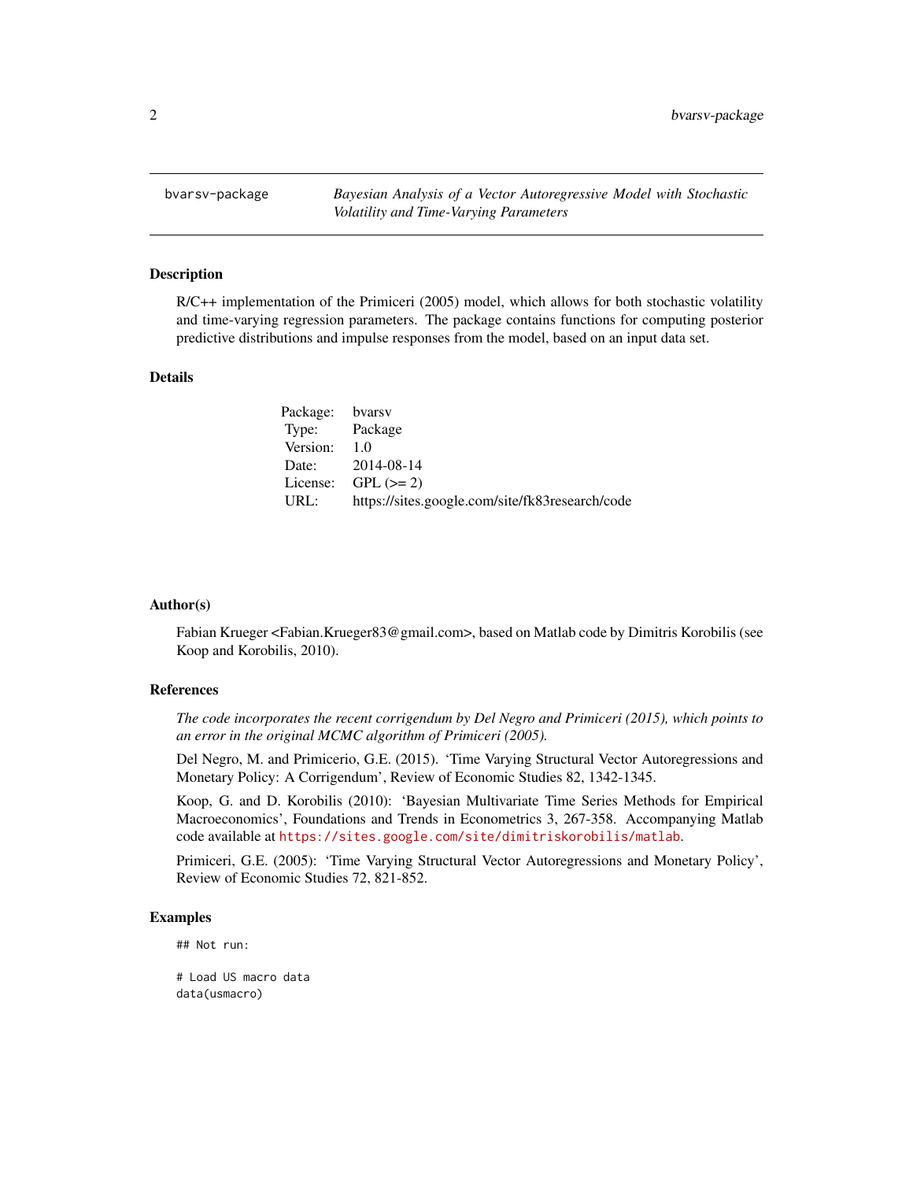| bvarsv-package | *Bayesian Analysis of a Vector Autoregressive Model with Stochastic Volatility and Time-Varying Parameters* |
|---|---|

## Description

R/C++ implementation of the Primiceri (2005) model, which allows for both stochastic volatility and time-varying regression parameters. The package contains functions for computing posterior predictive distributions and impulse responses from the model, based on an input data set.

## Details

| | |
|---|---|
| Package: | bvarsv |
| Type: | Package |
| Version: | 1.0 |
| Date: | 2014-08-14 |
| License: | GPL (>= 2) |
| URL: | https://sites.google.com/site/fk83research/code |

## Author(s)

Fabian Krueger <Fabian.Krueger83@gmail.com>, based on Matlab code by Dimitris Korobilis (see Koop and Korobilis, 2010).

## References

*The code incorporates the recent corrigendum by Del Negro and Primiceri (2015), which points to an error in the original MCMC algorithm of Primiceri (2005).*

Del Negro, M. and Primicerio, G.E. (2015). 'Time Varying Structural Vector Autoregressions and Monetary Policy: A Corrigendum', Review of Economic Studies 82, 1342-1345.

Koop, G. and D. Korobilis (2010): 'Bayesian Multivariate Time Series Methods for Empirical Macroeconomics', Foundations and Trends in Econometrics 3, 267-358. Accompanying Matlab code available at https://sites.google.com/site/dimitriskorobilis/matlab.

Primiceri, G.E. (2005): 'Time Varying Structural Vector Autoregressions and Monetary Policy', Review of Economic Studies 72, 821-852.

## Examples

```
## Not run:

# Load US macro data
data(usmacro)
```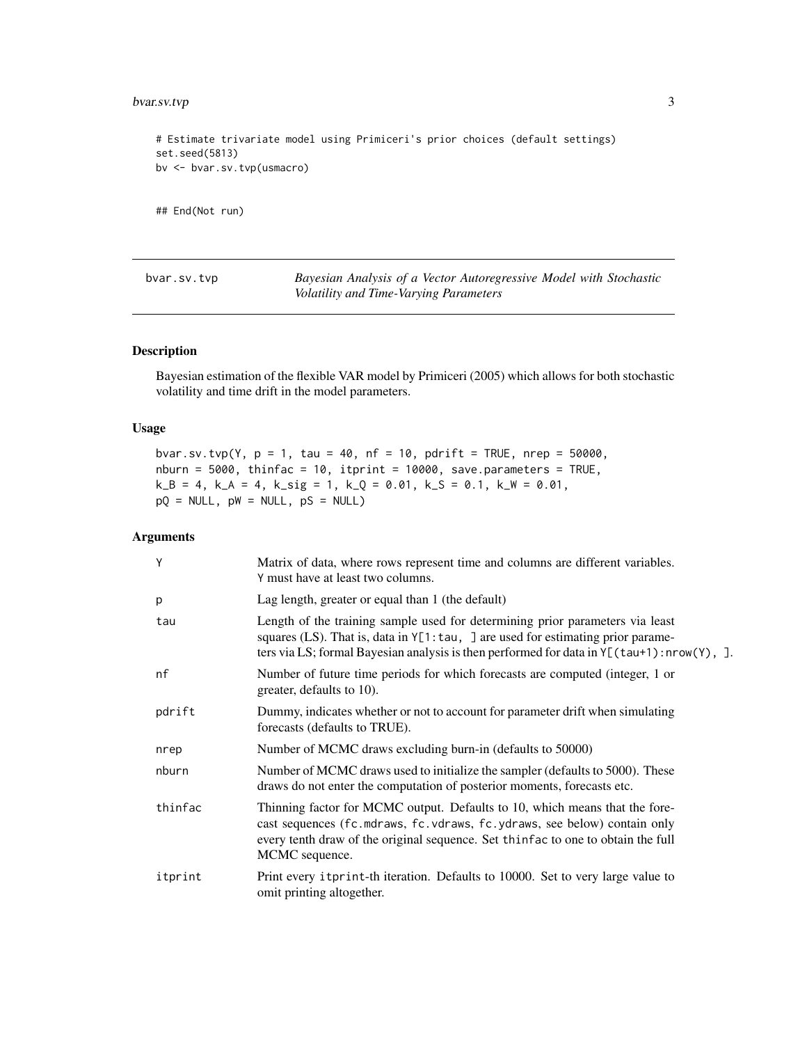```
# Estimate trivariate model using Primiceri's prior choices (default settings)
set.seed(5813)
bv <- bvar.sv.tvp(usmacro)


## End(Not run)
```

---

| bvar.sv.tvp | *Bayesian Analysis of a Vector Autoregressive Model with Stochastic Volatility and Time-Varying Parameters* |
|---|---|

## Description

Bayesian estimation of the flexible VAR model by Primiceri (2005) which allows for both stochastic volatility and time drift in the model parameters.

## Usage

```
bvar.sv.tvp(Y, p = 1, tau = 40, nf = 10, pdrift = TRUE, nrep = 50000,
nburn = 5000, thinfac = 10, itprint = 10000, save.parameters = TRUE,
k_B = 4, k_A = 4, k_sig = 1, k_Q = 0.01, k_S = 0.1, k_W = 0.01,
pQ = NULL, pW = NULL, pS = NULL)
```

## Arguments

| | |
|---|---|
| `Y` | Matrix of data, where rows represent time and columns are different variables. `Y` must have at least two columns. |
| `p` | Lag length, greater or equal than 1 (the default) |
| `tau` | Length of the training sample used for determining prior parameters via least squares (LS). That is, data in `Y[1:tau, ]` are used for estimating prior parameters via LS; formal Bayesian analysis is then performed for data in `Y[(tau+1):nrow(Y), ]`. |
| `nf` | Number of future time periods for which forecasts are computed (integer, 1 or greater, defaults to 10). |
| `pdrift` | Dummy, indicates whether or not to account for parameter drift when simulating forecasts (defaults to TRUE). |
| `nrep` | Number of MCMC draws excluding burn-in (defaults to 50000) |
| `nburn` | Number of MCMC draws used to initialize the sampler (defaults to 5000). These draws do not enter the computation of posterior moments, forecasts etc. |
| `thinfac` | Thinning factor for MCMC output. Defaults to 10, which means that the forecast sequences (`fc.mdraws`, `fc.vdraws`, `fc.ydraws`, see below) contain only every tenth draw of the original sequence. Set `thinfac` to one to obtain the full MCMC sequence. |
| `itprint` | Print every `itprint`-th iteration. Defaults to 10000. Set to very large value to omit printing altogether. |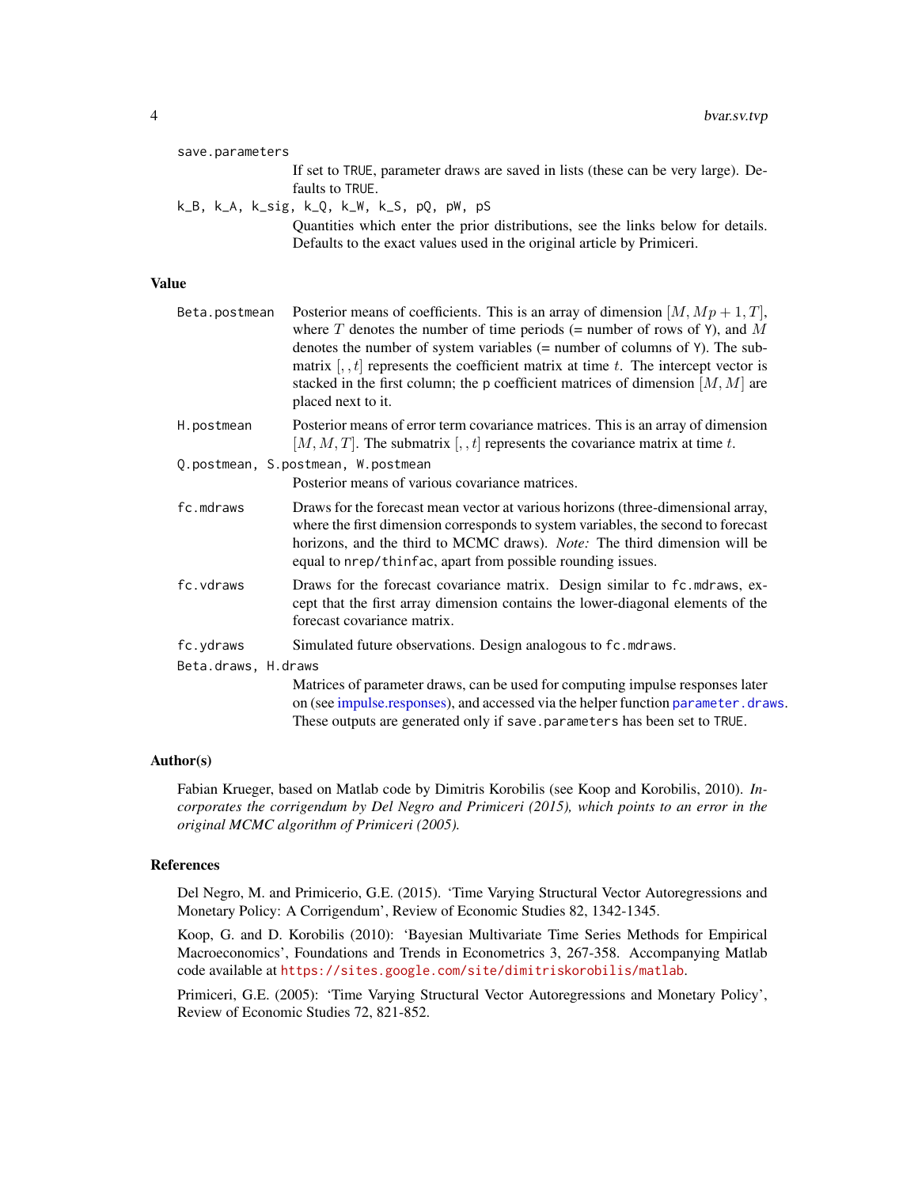`save.parameters`
: If set to `TRUE`, parameter draws are saved in lists (these can be very large). Defaults to `TRUE`.

`k_B, k_A, k_sig, k_Q, k_W, k_S, pQ, pW, pS`
: Quantities which enter the prior distributions, see the links below for details. Defaults to the exact values used in the original article by Primiceri.

## Value

`Beta.postmean`
: Posterior means of coefficients. This is an array of dimension $[M, Mp + 1, T]$, where $T$ denotes the number of time periods (= number of rows of `Y`), and $M$ denotes the number of system variables (= number of columns of `Y`). The submatrix $[, , t]$ represents the coefficient matrix at time $t$. The intercept vector is stacked in the first column; the `p` coefficient matrices of dimension $[M, M]$ are placed next to it.

`H.postmean`
: Posterior means of error term covariance matrices. This is an array of dimension $[M, M, T]$. The submatrix $[, , t]$ represents the covariance matrix at time $t$.

`Q.postmean, S.postmean, W.postmean`
: Posterior means of various covariance matrices.

`fc.mdraws`
: Draws for the forecast mean vector at various horizons (three-dimensional array, where the first dimension corresponds to system variables, the second to forecast horizons, and the third to MCMC draws). *Note:* The third dimension will be equal to `nrep/thinfac`, apart from possible rounding issues.

`fc.vdraws`
: Draws for the forecast covariance matrix. Design similar to `fc.mdraws`, except that the first array dimension contains the lower-diagonal elements of the forecast covariance matrix.

`fc.ydraws`
: Simulated future observations. Design analogous to `fc.mdraws`.

`Beta.draws, H.draws`
: Matrices of parameter draws, can be used for computing impulse responses later on (see impulse.responses), and accessed via the helper function `parameter.draws`. These outputs are generated only if `save.parameters` has been set to `TRUE`.

## Author(s)

Fabian Krueger, based on Matlab code by Dimitris Korobilis (see Koop and Korobilis, 2010). *Incorporates the corrigendum by Del Negro and Primiceri (2015), which points to an error in the original MCMC algorithm of Primiceri (2005).*

## References

Del Negro, M. and Primicerio, G.E. (2015). 'Time Varying Structural Vector Autoregressions and Monetary Policy: A Corrigendum', Review of Economic Studies 82, 1342-1345.

Koop, G. and D. Korobilis (2010): 'Bayesian Multivariate Time Series Methods for Empirical Macroeconomics', Foundations and Trends in Econometrics 3, 267-358. Accompanying Matlab code available at https://sites.google.com/site/dimitriskorobilis/matlab.

Primiceri, G.E. (2005): 'Time Varying Structural Vector Autoregressions and Monetary Policy', Review of Economic Studies 72, 821-852.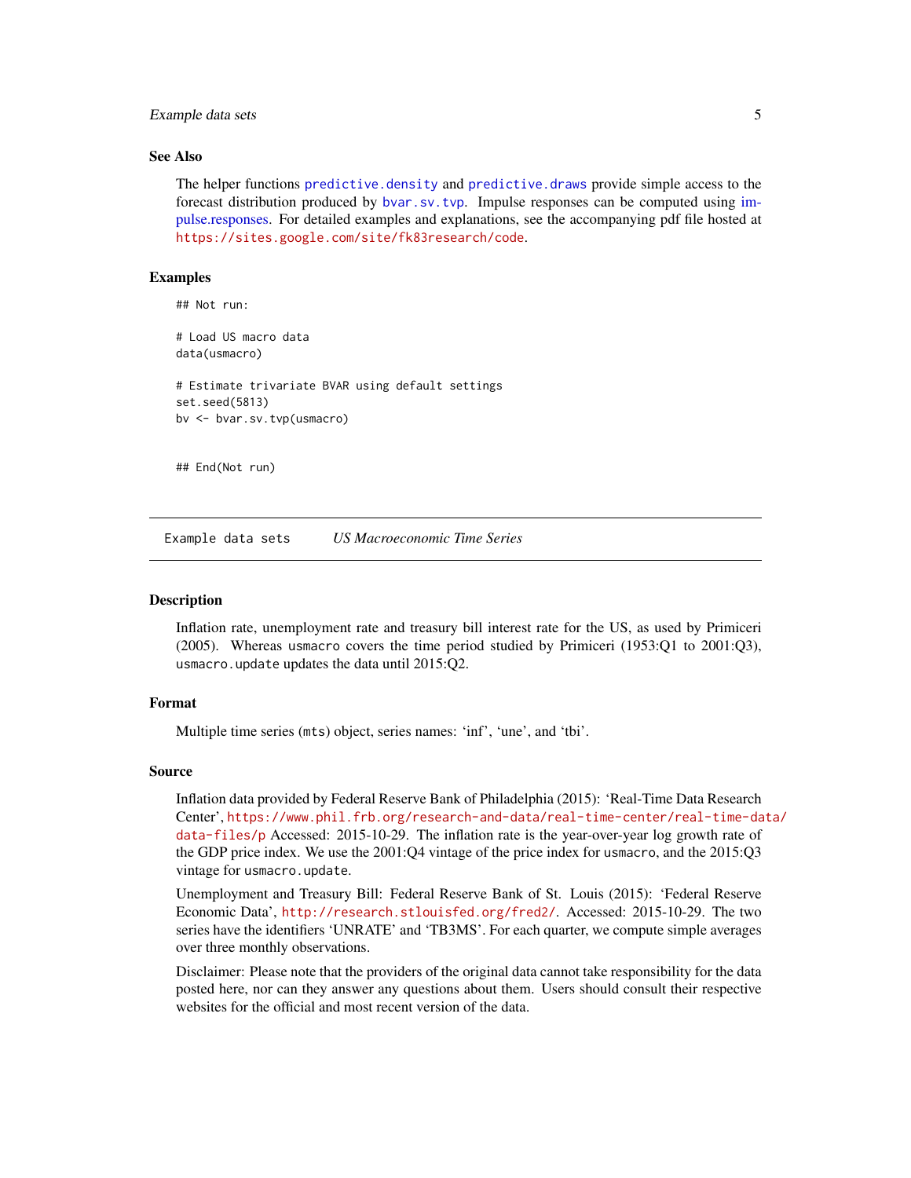### See Also

The helper functions predictive.density and predictive.draws provide simple access to the forecast distribution produced by bvar.sv.tvp. Impulse responses can be computed using impulse.responses. For detailed examples and explanations, see the accompanying pdf file hosted at https://sites.google.com/site/fk83research/code.

### Examples

```
## Not run:

# Load US macro data
data(usmacro)

# Estimate trivariate BVAR using default settings
set.seed(5813)
bv <- bvar.sv.tvp(usmacro)


## End(Not run)
```

---

`Example data sets` *US Macroeconomic Time Series*

---

### Description

Inflation rate, unemployment rate and treasury bill interest rate for the US, as used by Primiceri (2005). Whereas `usmacro` covers the time period studied by Primiceri (1953:Q1 to 2001:Q3), `usmacro.update` updates the data until 2015:Q2.

### Format

Multiple time series (`mts`) object, series names: 'inf', 'une', and 'tbi'.

### Source

Inflation data provided by Federal Reserve Bank of Philadelphia (2015): 'Real-Time Data Research Center', https://www.phil.frb.org/research-and-data/real-time-center/real-time-data/data-files/p Accessed: 2015-10-29. The inflation rate is the year-over-year log growth rate of the GDP price index. We use the 2001:Q4 vintage of the price index for `usmacro`, and the 2015:Q3 vintage for `usmacro.update`.

Unemployment and Treasury Bill: Federal Reserve Bank of St. Louis (2015): 'Federal Reserve Economic Data', http://research.stlouisfed.org/fred2/. Accessed: 2015-10-29. The two series have the identifiers 'UNRATE' and 'TB3MS'. For each quarter, we compute simple averages over three monthly observations.

Disclaimer: Please note that the providers of the original data cannot take responsibility for the data posted here, nor can they answer any questions about them. Users should consult their respective websites for the official and most recent version of the data.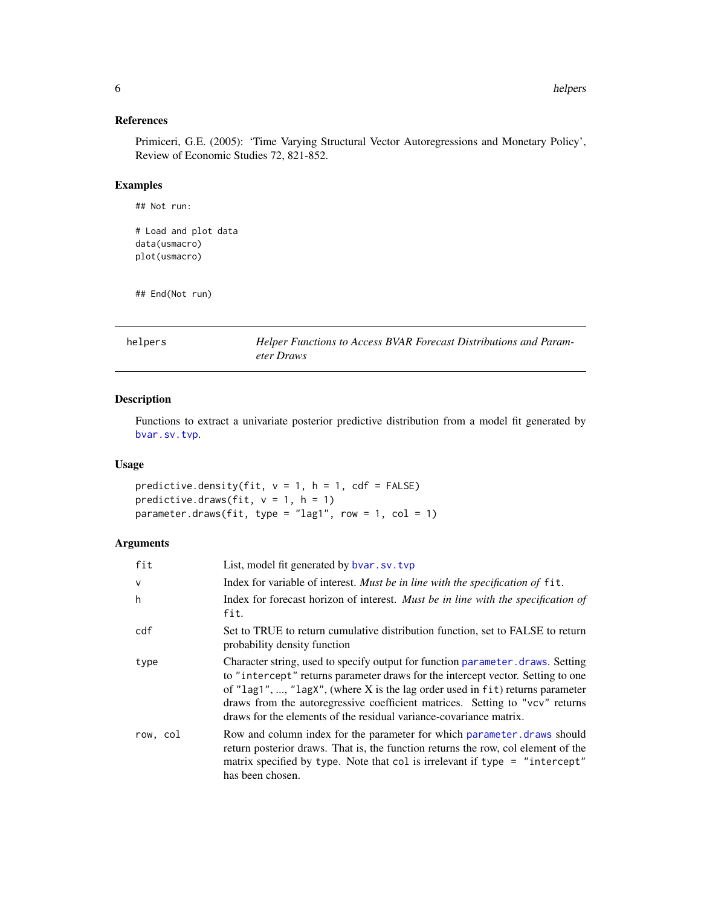### References

Primiceri, G.E. (2005): 'Time Varying Structural Vector Autoregressions and Monetary Policy', Review of Economic Studies 72, 821-852.

### Examples

```
## Not run:

# Load and plot data
data(usmacro)
plot(usmacro)


## End(Not run)
```

---

## helpers — *Helper Functions to Access BVAR Forecast Distributions and Parameter Draws*

---

### Description

Functions to extract a univariate posterior predictive distribution from a model fit generated by `bvar.sv.tvp`.

### Usage

```
predictive.density(fit, v = 1, h = 1, cdf = FALSE)
predictive.draws(fit, v = 1, h = 1)
parameter.draws(fit, type = "lag1", row = 1, col = 1)
```

### Arguments

| | |
|---|---|
| `fit` | List, model fit generated by `bvar.sv.tvp` |
| `v` | Index for variable of interest. *Must be in line with the specification of* `fit`. |
| `h` | Index for forecast horizon of interest. *Must be in line with the specification of* `fit`. |
| `cdf` | Set to TRUE to return cumulative distribution function, set to FALSE to return probability density function |
| `type` | Character string, used to specify output for function `parameter.draws`. Setting to `"intercept"` returns parameter draws for the intercept vector. Setting to one of `"lag1"`, ..., `"lagX"`, (where X is the lag order used in `fit`) returns parameter draws from the autoregressive coefficient matrices. Setting to `"vcv"` returns draws for the elements of the residual variance-covariance matrix. |
| `row, col` | Row and column index for the parameter for which `parameter.draws` should return posterior draws. That is, the function returns the row, col element of the matrix specified by `type`. Note that `col` is irrelevant if `type = "intercept"` has been chosen. |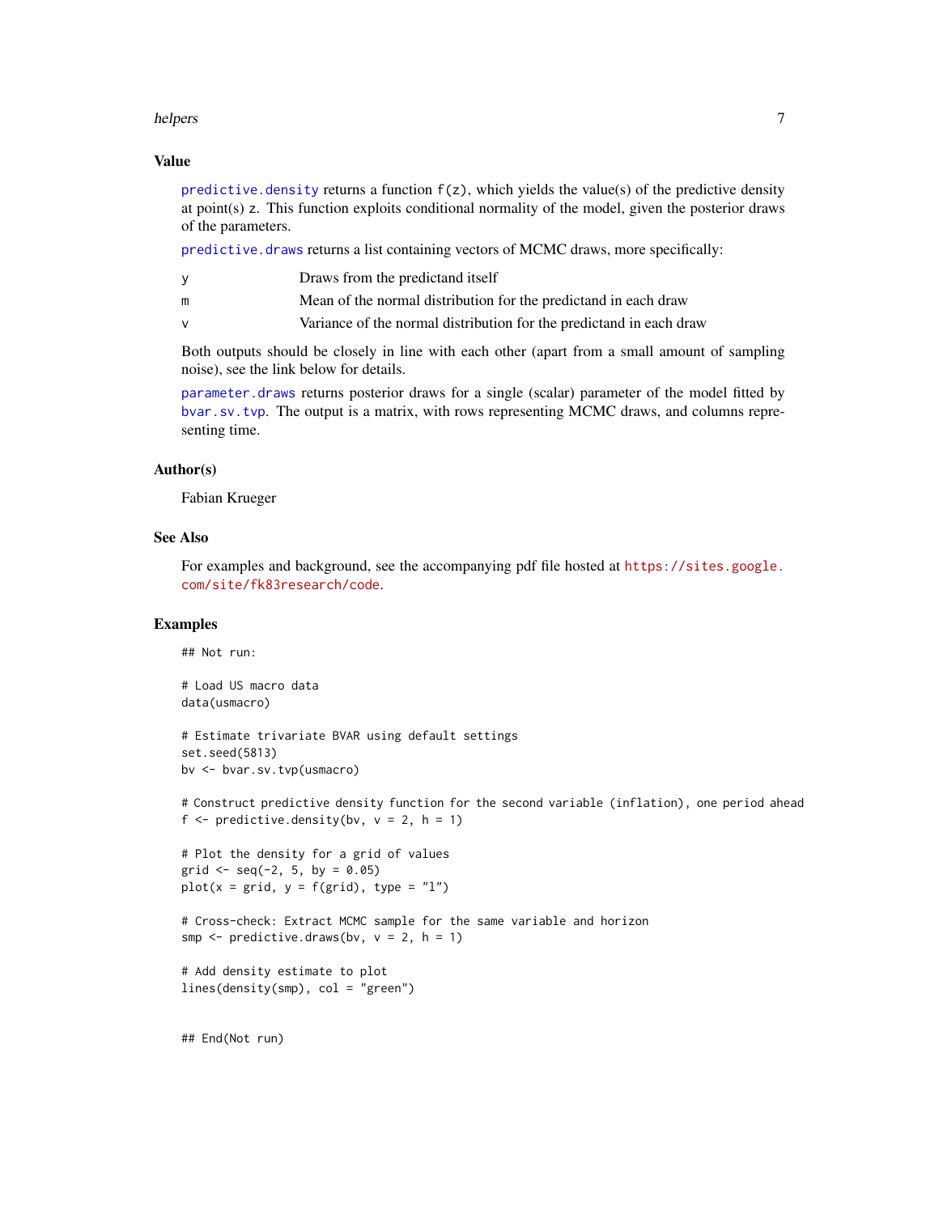### Value

`predictive.density` returns a function `f(z)`, which yields the value(s) of the predictive density at point(s) `z`. This function exploits conditional normality of the model, given the posterior draws of the parameters.

`predictive.draws` returns a list containing vectors of MCMC draws, more specifically:

- `y` Draws from the predictand itself
- `m` Mean of the normal distribution for the predictand in each draw
- `v` Variance of the normal distribution for the predictand in each draw

Both outputs should be closely in line with each other (apart from a small amount of sampling noise), see the link below for details.

`parameter.draws` returns posterior draws for a single (scalar) parameter of the model fitted by `bvar.sv.tvp`. The output is a matrix, with rows representing MCMC draws, and columns representing time.

### Author(s)

Fabian Krueger

### See Also

For examples and background, see the accompanying pdf file hosted at https://sites.google.com/site/fk83research/code.

### Examples

```
## Not run:

# Load US macro data
data(usmacro)

# Estimate trivariate BVAR using default settings
set.seed(5813)
bv <- bvar.sv.tvp(usmacro)

# Construct predictive density function for the second variable (inflation), one period ahead
f <- predictive.density(bv, v = 2, h = 1)

# Plot the density for a grid of values
grid <- seq(-2, 5, by = 0.05)
plot(x = grid, y = f(grid), type = "l")

# Cross-check: Extract MCMC sample for the same variable and horizon
smp <- predictive.draws(bv, v = 2, h = 1)

# Add density estimate to plot
lines(density(smp), col = "green")


## End(Not run)
```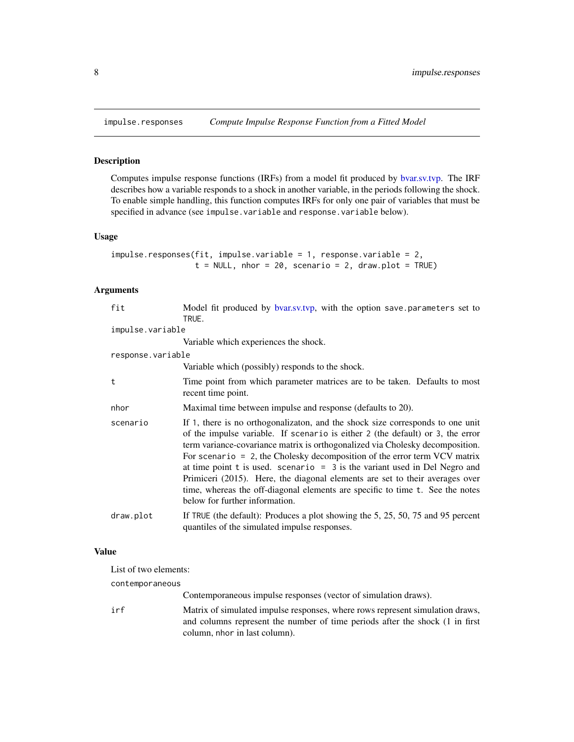# impulse.responses — *Compute Impulse Response Function from a Fitted Model*

## Description

Computes impulse response functions (IRFs) from a model fit produced by bvar.sv.tvp. The IRF describes how a variable responds to a shock in another variable, in the periods following the shock. To enable simple handling, this function computes IRFs for only one pair of variables that must be specified in advance (see `impulse.variable` and `response.variable` below).

## Usage

```
impulse.responses(fit, impulse.variable = 1, response.variable = 2,
                  t = NULL, nhor = 20, scenario = 2, draw.plot = TRUE)
```

## Arguments

`fit` — Model fit produced by bvar.sv.tvp, with the option `save.parameters` set to `TRUE`.

`impulse.variable` — Variable which experiences the shock.

`response.variable` — Variable which (possibly) responds to the shock.

`t` — Time point from which parameter matrices are to be taken. Defaults to most recent time point.

`nhor` — Maximal time between impulse and response (defaults to 20).

`scenario` — If `1`, there is no orthogonalizaton, and the shock size corresponds to one unit of the impulse variable. If `scenario` is either `2` (the default) or `3`, the error term variance-covariance matrix is orthogonalized via Cholesky decomposition. For `scenario = 2`, the Cholesky decomposition of the error term VCV matrix at time point `t` is used. `scenario = 3` is the variant used in Del Negro and Primiceri (2015). Here, the diagonal elements are set to their averages over time, whereas the off-diagonal elements are specific to time `t`. See the notes below for further information.

`draw.plot` — If `TRUE` (the default): Produces a plot showing the 5, 25, 50, 75 and 95 percent quantiles of the simulated impulse responses.

## Value

List of two elements:

`contemporaneous` — Contemporaneous impulse responses (vector of simulation draws).

`irf` — Matrix of simulated impulse responses, where rows represent simulation draws, and columns represent the number of time periods after the shock (1 in first column, `nhor` in last column).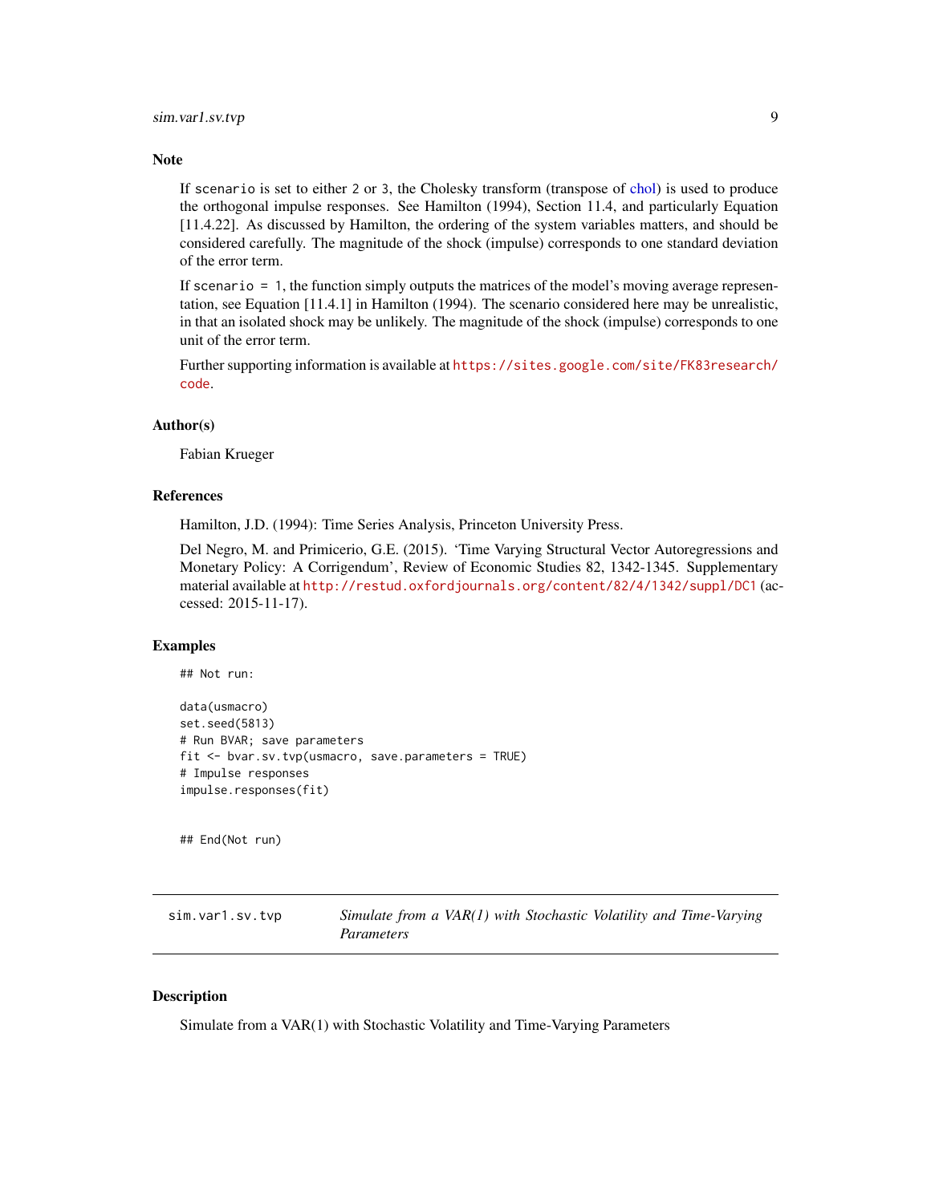### Note

If `scenario` is set to either 2 or 3, the Cholesky transform (transpose of chol) is used to produce the orthogonal impulse responses. See Hamilton (1994), Section 11.4, and particularly Equation [11.4.22]. As discussed by Hamilton, the ordering of the system variables matters, and should be considered carefully. The magnitude of the shock (impulse) corresponds to one standard deviation of the error term.

If `scenario = 1`, the function simply outputs the matrices of the model's moving average representation, see Equation [11.4.1] in Hamilton (1994). The scenario considered here may be unrealistic, in that an isolated shock may be unlikely. The magnitude of the shock (impulse) corresponds to one unit of the error term.

Further supporting information is available at https://sites.google.com/site/FK83research/code.

### Author(s)

Fabian Krueger

### References

Hamilton, J.D. (1994): Time Series Analysis, Princeton University Press.

Del Negro, M. and Primicerio, G.E. (2015). 'Time Varying Structural Vector Autoregressions and Monetary Policy: A Corrigendum', Review of Economic Studies 82, 1342-1345. Supplementary material available at http://restud.oxfordjournals.org/content/82/4/1342/suppl/DC1 (accessed: 2015-11-17).

### Examples

```
## Not run:

data(usmacro)
set.seed(5813)
# Run BVAR; save parameters
fit <- bvar.sv.tvp(usmacro, save.parameters = TRUE)
# Impulse responses
impulse.responses(fit)


## End(Not run)
```

---

## sim.var1.sv.tvp — *Simulate from a VAR(1) with Stochastic Volatility and Time-Varying Parameters*

---

### Description

Simulate from a VAR(1) with Stochastic Volatility and Time-Varying Parameters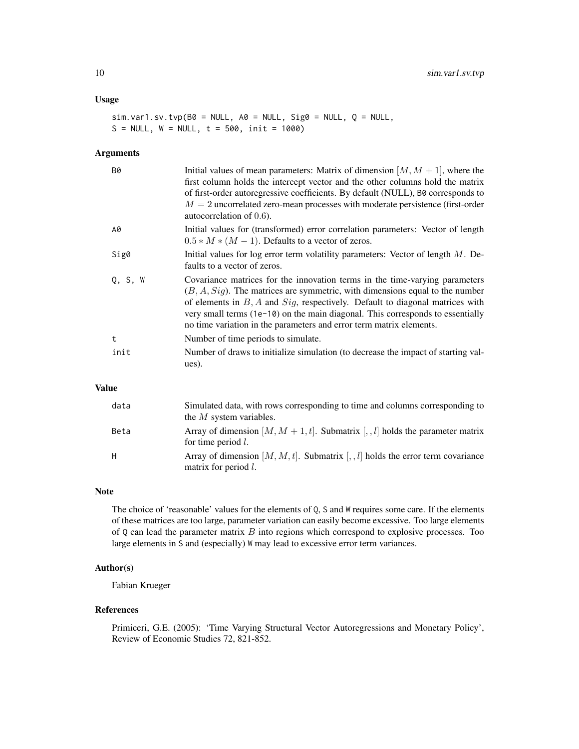## Usage

```
sim.var1.sv.tvp(B0 = NULL, A0 = NULL, Sig0 = NULL, Q = NULL,
S = NULL, W = NULL, t = 500, init = 1000)
```

## Arguments

| | |
|---|---|
| B0 | Initial values of mean parameters: Matrix of dimension $[M, M+1]$, where the first column holds the intercept vector and the other columns hold the matrix of first-order autoregressive coefficients. By default (NULL), B0 corresponds to $M = 2$ uncorrelated zero-mean processes with moderate persistence (first-order autocorrelation of $0.6$). |
| A0 | Initial values for (transformed) error correlation parameters: Vector of length $0.5 * M * (M-1)$. Defaults to a vector of zeros. |
| Sig0 | Initial values for log error term volatility parameters: Vector of length $M$. Defaults to a vector of zeros. |
| Q, S, W | Covariance matrices for the innovation terms in the time-varying parameters $(B, A, Sig)$. The matrices are symmetric, with dimensions equal to the number of elements in $B, A$ and $Sig$, respectively. Default to diagonal matrices with very small terms (1e-10) on the main diagonal. This corresponds to essentially no time variation in the parameters and error term matrix elements. |
| t | Number of time periods to simulate. |
| init | Number of draws to initialize simulation (to decrease the impact of starting values). |

## Value

| | |
|---|---|
| data | Simulated data, with rows corresponding to time and columns corresponding to the $M$ system variables. |
| Beta | Array of dimension $[M, M+1, t]$. Submatrix $[, , l]$ holds the parameter matrix for time period $l$. |
| H | Array of dimension $[M, M, t]$. Submatrix $[, , l]$ holds the error term covariance matrix for period $l$. |

## Note

The choice of 'reasonable' values for the elements of Q, S and W requires some care. If the elements of these matrices are too large, parameter variation can easily become excessive. Too large elements of Q can lead the parameter matrix $B$ into regions which correspond to explosive processes. Too large elements in S and (especially) W may lead to excessive error term variances.

## Author(s)

Fabian Krueger

## References

Primiceri, G.E. (2005): 'Time Varying Structural Vector Autoregressions and Monetary Policy', Review of Economic Studies 72, 821-852.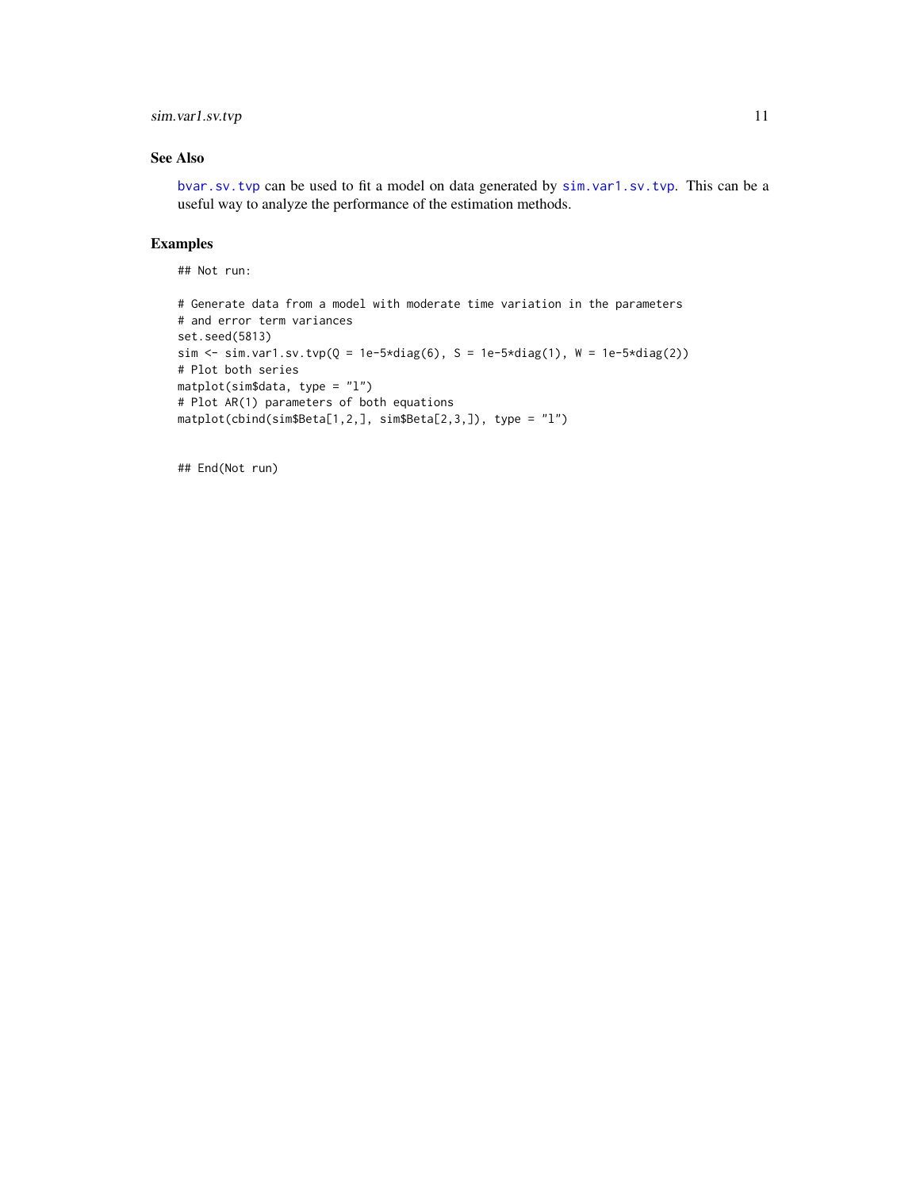## See Also

bvar.sv.tvp can be used to fit a model on data generated by sim.var1.sv.tvp. This can be a useful way to analyze the performance of the estimation methods.

## Examples

```
## Not run:

# Generate data from a model with moderate time variation in the parameters
# and error term variances
set.seed(5813)
sim <- sim.var1.sv.tvp(Q = 1e-5*diag(6), S = 1e-5*diag(1), W = 1e-5*diag(2))
# Plot both series
matplot(sim$data, type = "l")
# Plot AR(1) parameters of both equations
matplot(cbind(sim$Beta[1,2,], sim$Beta[2,3,]), type = "l")


## End(Not run)
```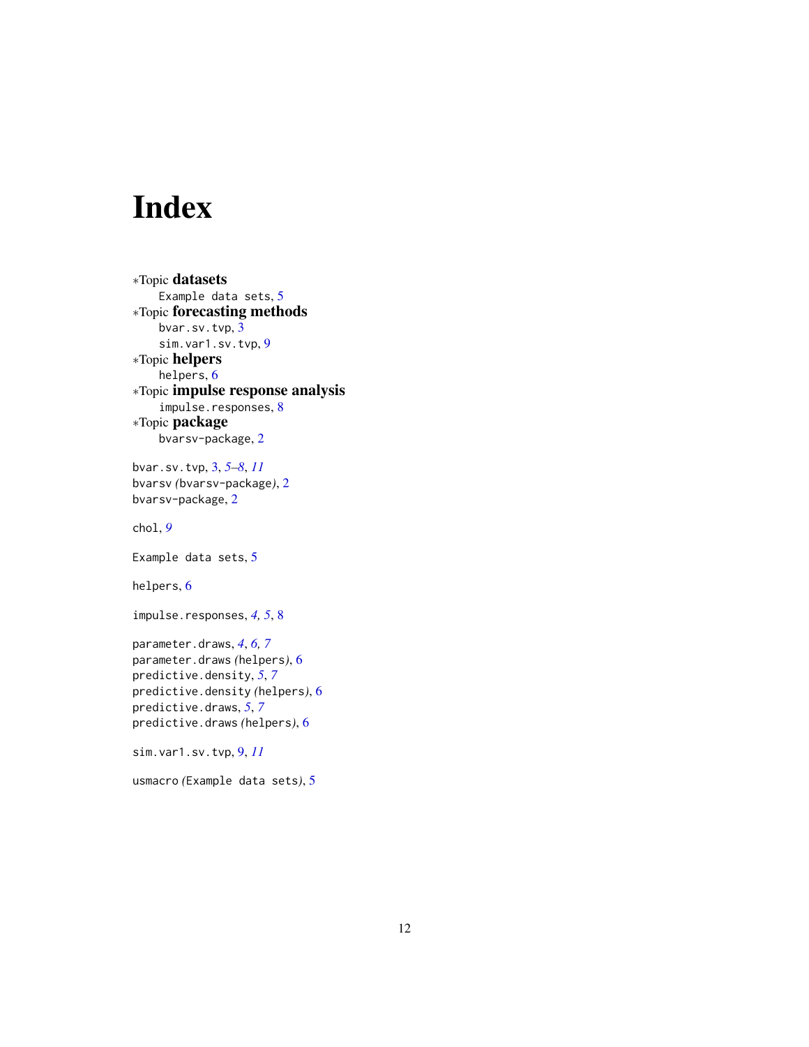# Index

*Topic **datasets**
    `Example data sets`, 5
*Topic **forecasting methods**
    `bvar.sv.tvp`, 3
    `sim.var1.sv.tvp`, 9
*Topic **helpers**
    `helpers`, 6
*Topic **impulse response analysis**
    `impulse.responses`, 8
*Topic **package**
    `bvarsv-package`, 2

`bvar.sv.tvp`, 3, *5–8*, *11*
`bvarsv` *(*`bvarsv-package`*)*, 2
`bvarsv-package`, 2

`chol`, *9*

`Example data sets`, 5

`helpers`, 6

`impulse.responses`, *4, 5*, 8

`parameter.draws`, *4*, *6, 7*
`parameter.draws` *(*`helpers`*)*, 6
`predictive.density`, *5*, *7*
`predictive.density` *(*`helpers`*)*, 6
`predictive.draws`, *5*, *7*
`predictive.draws` *(*`helpers`*)*, 6

`sim.var1.sv.tvp`, 9, *11*

`usmacro` *(*`Example data sets`*)*, 5